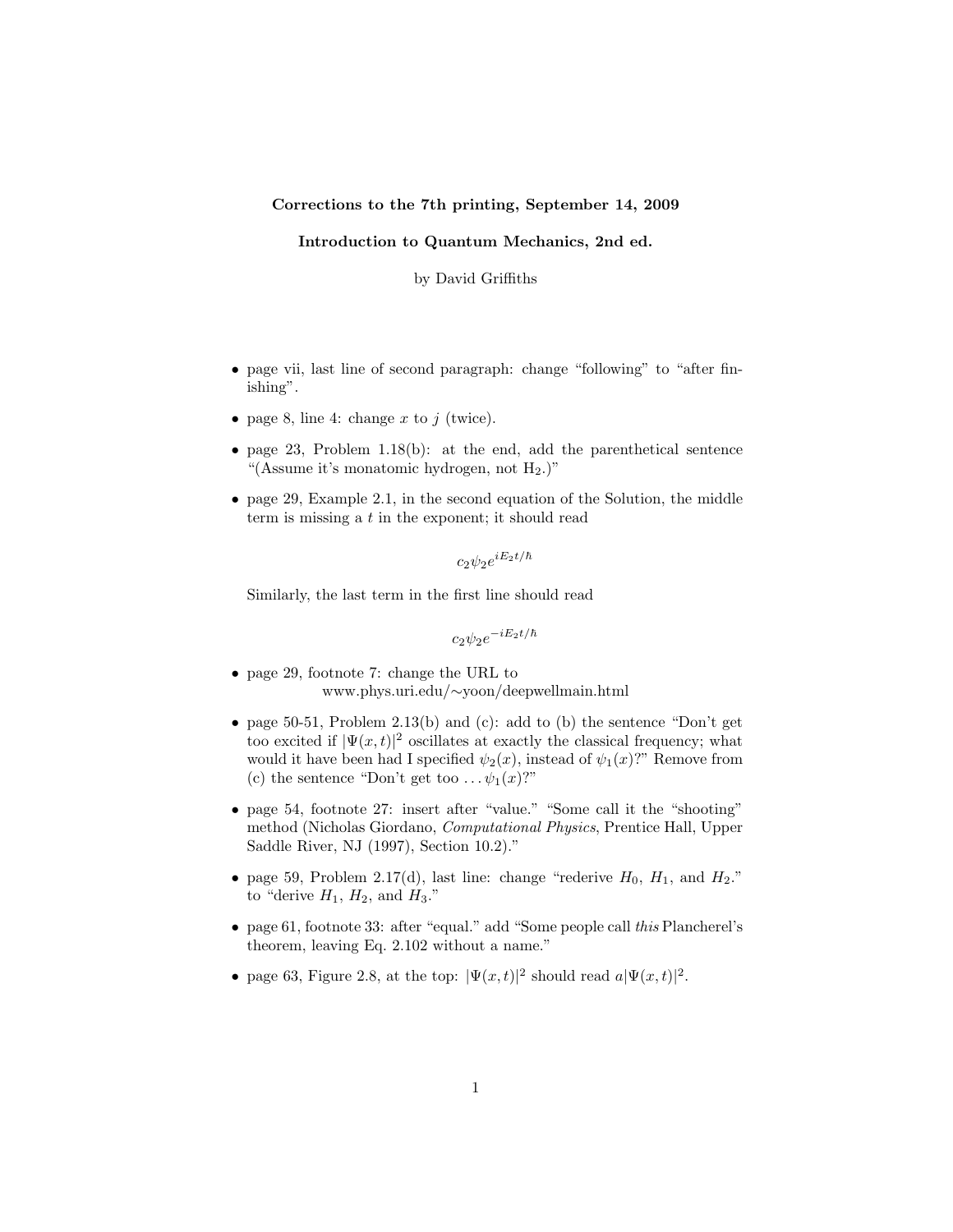**Corrections to the 7th printing, September 14, 2009**

**Introduction to Quantum Mechanics, 2nd ed.**

by David Griffiths

- page vii, last line of second paragraph: change "following" to "after finishing".
- page 8, line 4: change $x$ to $j$ (twice).
- page 23, Problem 1.18(b): at the end, add the parenthetical sentence "(Assume it's monatomic hydrogen, not $H_2$.)"
- page 29, Example 2.1, in the second equation of the Solution, the middle term is missing a $t$ in the exponent; it should read

$$c_2\psi_2 e^{iE_2t/\hbar}$$

Similarly, the last term in the first line should read

$$c_2\psi_2 e^{-iE_2t/\hbar}$$

- page 29, footnote 7: change the URL to www.phys.uri.edu/∼yoon/deepwellmain.html
- page 50-51, Problem 2.13(b) and (c): add to (b) the sentence "Don't get too excited if $|\Psi(x,t)|^2$ oscillates at exactly the classical frequency; what would it have been had I specified $\psi_2(x)$, instead of $\psi_1(x)$?" Remove from (c) the sentence "Don't get too ... $\psi_1(x)$?"
- page 54, footnote 27: insert after "value." "Some call it the "shooting" method (Nicholas Giordano, *Computational Physics*, Prentice Hall, Upper Saddle River, NJ (1997), Section 10.2)."
- page 59, Problem 2.17(d), last line: change "rederive $H_0$, $H_1$, and $H_2$." to "derive $H_1$, $H_2$, and $H_3$."
- page 61, footnote 33: after "equal." add "Some people call *this* Plancherel's theorem, leaving Eq. 2.102 without a name."
- page 63, Figure 2.8, at the top: $|\Psi(x,t)|^2$ should read $a|\Psi(x,t)|^2$.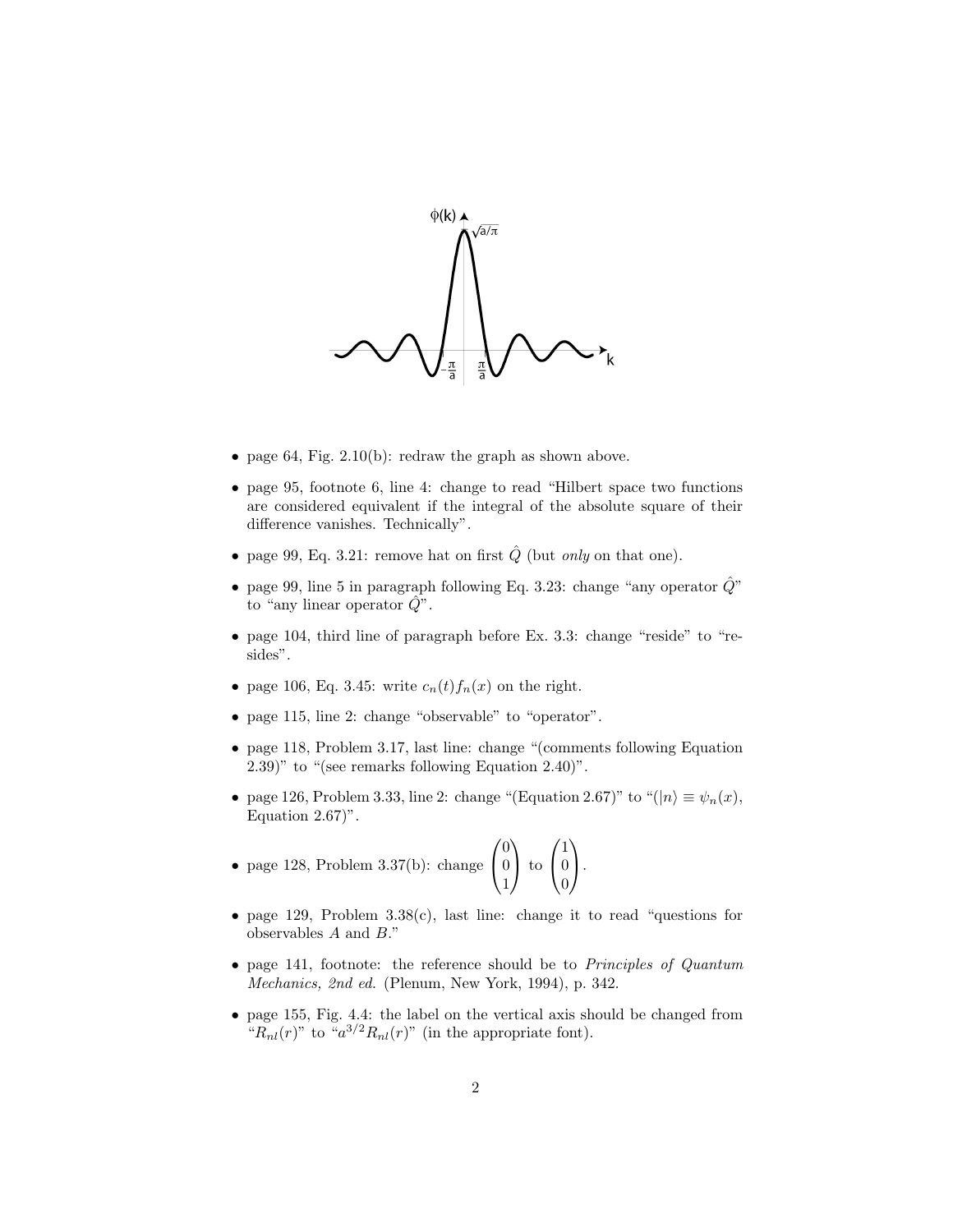- page 64, Fig. 2.10(b): redraw the graph as shown above.

- page 95, footnote 6, line 4: change to read "Hilbert space two functions are considered equivalent if the integral of the absolute square of their difference vanishes. Technically".

- page 99, Eq. 3.21: remove hat on first $\hat{Q}$ (but *only* on that one).

- page 99, line 5 in paragraph following Eq. 3.23: change "any operator $\hat{Q}$" to "any linear operator $\hat{Q}$".

- page 104, third line of paragraph before Ex. 3.3: change "reside" to "resides".

- page 106, Eq. 3.45: write $c_n(t)f_n(x)$ on the right.

- page 115, line 2: change "observable" to "operator".

- page 118, Problem 3.17, last line: change "(comments following Equation 2.39)" to "(see remarks following Equation 2.40)".

- page 126, Problem 3.33, line 2: change "(Equation 2.67)" to "($|n\rangle \equiv \psi_n(x)$, Equation 2.67)".

- page 128, Problem 3.37(b): change $\begin{pmatrix}0\\0\\1\end{pmatrix}$ to $\begin{pmatrix}1\\0\\0\end{pmatrix}$.

- page 129, Problem 3.38(c), last line: change it to read "questions for observables $A$ and $B$."

- page 141, footnote: the reference should be to *Principles of Quantum Mechanics, 2nd ed.* (Plenum, New York, 1994), p. 342.

- page 155, Fig. 4.4: the label on the vertical axis should be changed from "$R_{nl}(r)$" to "$a^{3/2}R_{nl}(r)$" (in the appropriate font).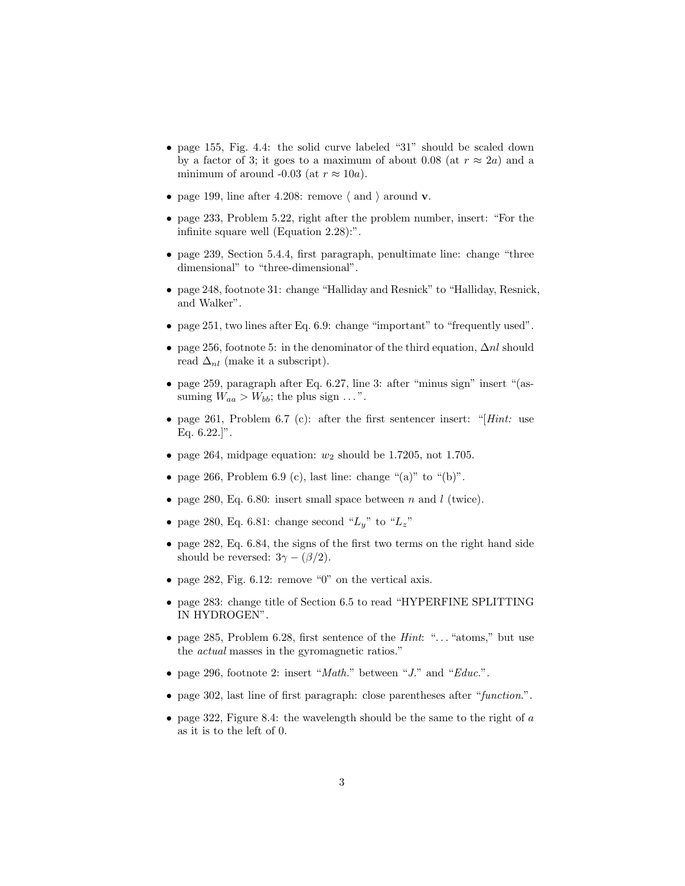- page 155, Fig. 4.4: the solid curve labeled "31" should be scaled down by a factor of 3; it goes to a maximum of about 0.08 (at $r \approx 2a$) and a minimum of around -0.03 (at $r \approx 10a$).
- page 199, line after 4.208: remove $\langle$ and $\rangle$ around $\mathbf{v}$.
- page 233, Problem 5.22, right after the problem number, insert: "For the infinite square well (Equation 2.28):".
- page 239, Section 5.4.4, first paragraph, penultimate line: change "three dimensional" to "three-dimensional".
- page 248, footnote 31: change "Halliday and Resnick" to "Halliday, Resnick, and Walker".
- page 251, two lines after Eq. 6.9: change "important" to "frequently used".
- page 256, footnote 5: in the denominator of the third equation, $\Delta nl$ should read $\Delta_{nl}$ (make it a subscript).
- page 259, paragraph after Eq. 6.27, line 3: after "minus sign" insert "(assuming $W_{aa} > W_{bb}$; the plus sign ...".
- page 261, Problem 6.7 (c): after the first sentencer insert: "[*Hint:* use Eq. 6.22.]".
- page 264, midpage equation: $w_2$ should be 1.7205, not 1.705.
- page 266, Problem 6.9 (c), last line: change "(a)" to "(b)".
- page 280, Eq. 6.80: insert small space between $n$ and $l$ (twice).
- page 280, Eq. 6.81: change second "$L_y$" to "$L_z$"
- page 282, Eq. 6.84, the signs of the first two terms on the right hand side should be reversed: $3\gamma - (\beta/2)$.
- page 282, Fig. 6.12: remove "0" on the vertical axis.
- page 283: change title of Section 6.5 to read "HYPERFINE SPLITTING IN HYDROGEN".
- page 285, Problem 6.28, first sentence of the *Hint*: "... "atoms," but use the *actual* masses in the gyromagnetic ratios."
- page 296, footnote 2: insert "*Math.*" between "*J.*" and "*Educ.*".
- page 302, last line of first paragraph: close parentheses after "*function.*".
- page 322, Figure 8.4: the wavelength should be the same to the right of $a$ as it is to the left of 0.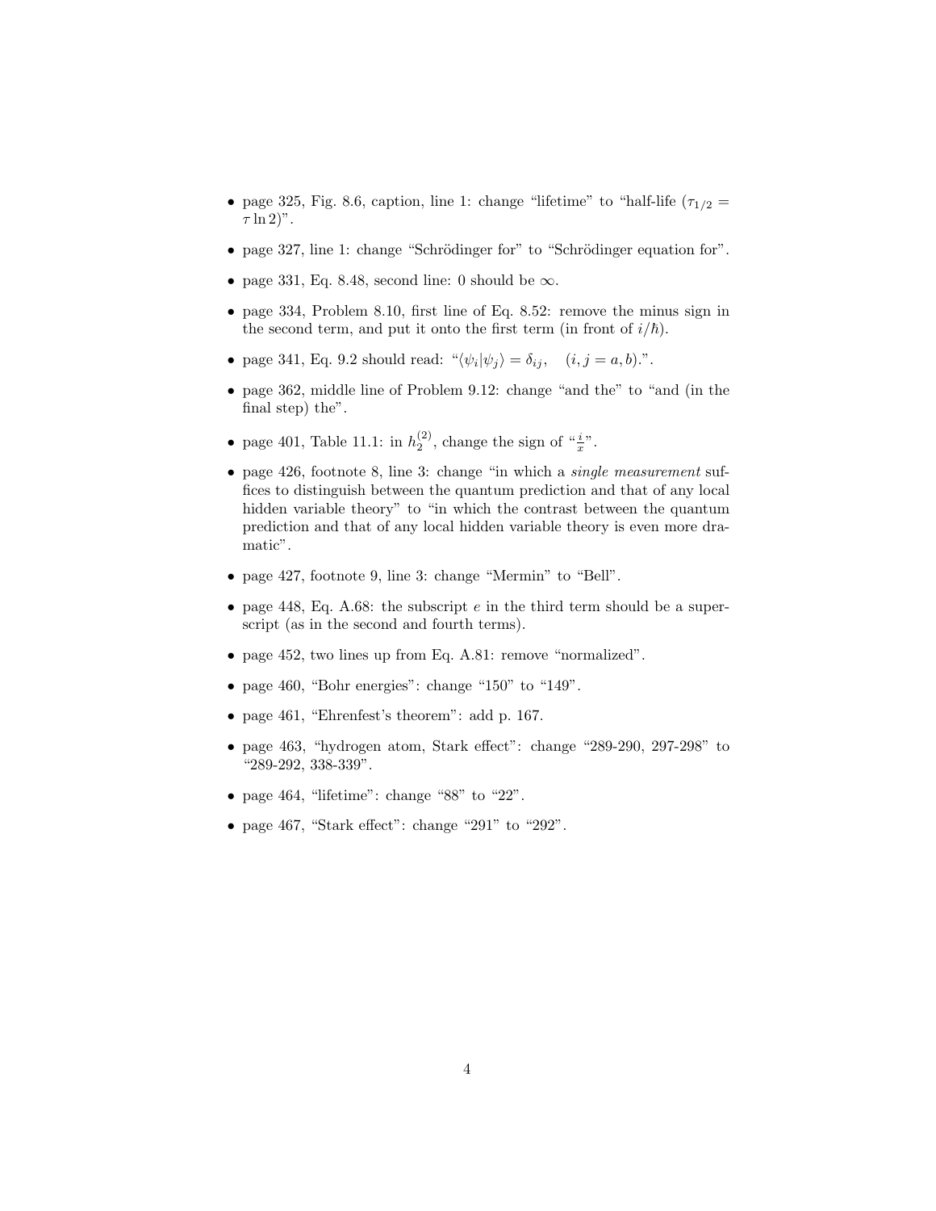- page 325, Fig. 8.6, caption, line 1: change "lifetime" to "half-life ($\tau_{1/2} = \tau \ln 2$)".
- page 327, line 1: change "Schrödinger for" to "Schrödinger equation for".
- page 331, Eq. 8.48, second line: 0 should be $\infty$.
- page 334, Problem 8.10, first line of Eq. 8.52: remove the minus sign in the second term, and put it onto the first term (in front of $i/\hbar$).
- page 341, Eq. 9.2 should read: "$\langle \psi_i | \psi_j \rangle = \delta_{ij}, \quad (i, j = a, b)$.".
- page 362, middle line of Problem 9.12: change "and the" to "and (in the final step) the".
- page 401, Table 11.1: in $h_2^{(2)}$, change the sign of "$\frac{i}{x}$".
- page 426, footnote 8, line 3: change "in which a *single measurement* suffices to distinguish between the quantum prediction and that of any local hidden variable theory" to "in which the contrast between the quantum prediction and that of any local hidden variable theory is even more dramatic".
- page 427, footnote 9, line 3: change "Mermin" to "Bell".
- page 448, Eq. A.68: the subscript $e$ in the third term should be a superscript (as in the second and fourth terms).
- page 452, two lines up from Eq. A.81: remove "normalized".
- page 460, "Bohr energies": change "150" to "149".
- page 461, "Ehrenfest's theorem": add p. 167.
- page 463, "hydrogen atom, Stark effect": change "289-290, 297-298" to "289-292, 338-339".
- page 464, "lifetime": change "88" to "22".
- page 467, "Stark effect": change "291" to "292".